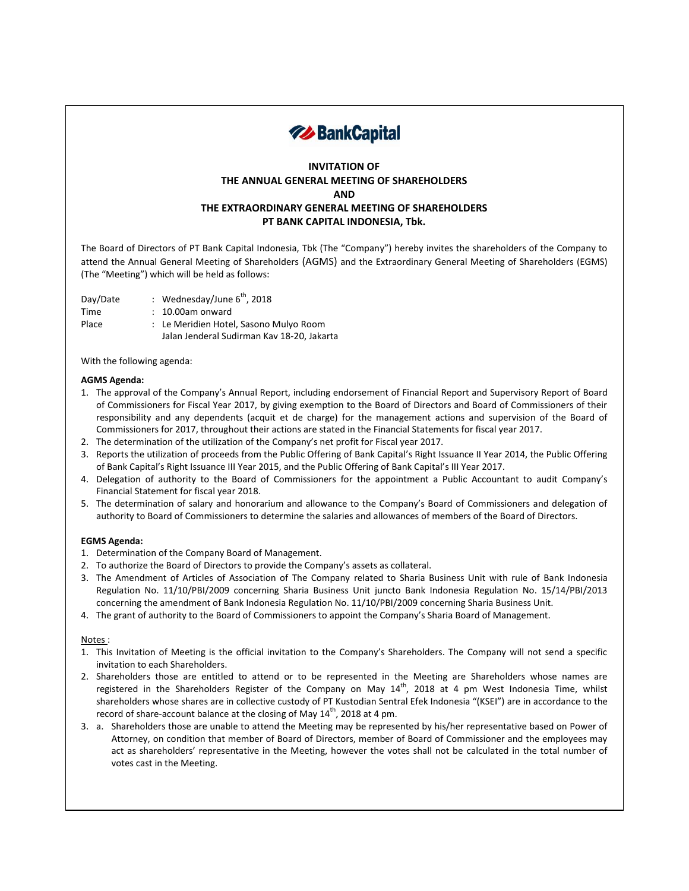**BankCapital**

# INVITATION OF
# THE ANNUAL GENERAL MEETING OF SHAREHOLDERS
# AND
# THE EXTRAORDINARY GENERAL MEETING OF SHAREHOLDERS
# PT BANK CAPITAL INDONESIA, Tbk.

The Board of Directors of PT Bank Capital Indonesia, Tbk (The "Company") hereby invites the shareholders of the Company to attend the Annual General Meeting of Shareholders (AGMS) and the Extraordinary General Meeting of Shareholders (EGMS) (The "Meeting") which will be held as follows:

Day/Date : Wednesday/June 6th, 2018
Time : 10.00am onward
Place : Le Meridien Hotel, Sasono Mulyo Room
Jalan Jenderal Sudirman Kav 18-20, Jakarta

With the following agenda:

**AGMS Agenda:**

1. The approval of the Company's Annual Report, including endorsement of Financial Report and Supervisory Report of Board of Commissioners for Fiscal Year 2017, by giving exemption to the Board of Directors and Board of Commissioners of their responsibility and any dependents (acquit et de charge) for the management actions and supervision of the Board of Commissioners for 2017, throughout their actions are stated in the Financial Statements for fiscal year 2017.
2. The determination of the utilization of the Company's net profit for Fiscal year 2017.
3. Reports the utilization of proceeds from the Public Offering of Bank Capital's Right Issuance II Year 2014, the Public Offering of Bank Capital's Right Issuance III Year 2015, and the Public Offering of Bank Capital's III Year 2017.
4. Delegation of authority to the Board of Commissioners for the appointment a Public Accountant to audit Company's Financial Statement for fiscal year 2018.
5. The determination of salary and honorarium and allowance to the Company's Board of Commissioners and delegation of authority to Board of Commissioners to determine the salaries and allowances of members of the Board of Directors.

**EGMS Agenda:**

1. Determination of the Company Board of Management.
2. To authorize the Board of Directors to provide the Company's assets as collateral.
3. The Amendment of Articles of Association of The Company related to Sharia Business Unit with rule of Bank Indonesia Regulation No. 11/10/PBI/2009 concerning Sharia Business Unit juncto Bank Indonesia Regulation No. 15/14/PBI/2013 concerning the amendment of Bank Indonesia Regulation No. 11/10/PBI/2009 concerning Sharia Business Unit.
4. The grant of authority to the Board of Commissioners to appoint the Company's Sharia Board of Management.

Notes :

1. This Invitation of Meeting is the official invitation to the Company's Shareholders. The Company will not send a specific invitation to each Shareholders.
2. Shareholders those are entitled to attend or to be represented in the Meeting are Shareholders whose names are registered in the Shareholders Register of the Company on May 14th, 2018 at 4 pm West Indonesia Time, whilst shareholders whose shares are in collective custody of PT Kustodian Sentral Efek Indonesia "(KSEI") are in accordance to the record of share-account balance at the closing of May 14th, 2018 at 4 pm.
3. a. Shareholders those are unable to attend the Meeting may be represented by his/her representative based on Power of Attorney, on condition that member of Board of Directors, member of Board of Commissioner and the employees may act as shareholders' representative in the Meeting, however the votes shall not be calculated in the total number of votes cast in the Meeting.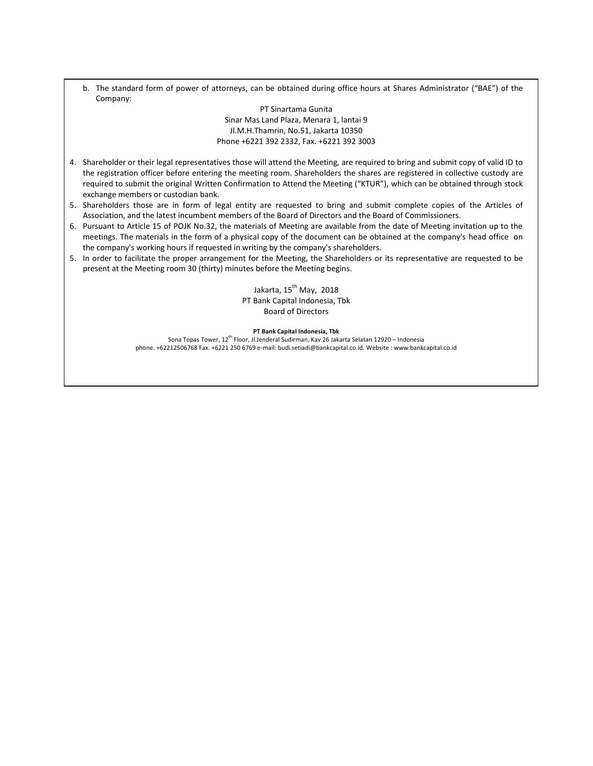b. The standard form of power of attorneys, can be obtained during office hours at Shares Administrator ("BAE") of the Company:

PT Sinartama Gunita
Sinar Mas Land Plaza, Menara 1, lantai 9
Jl.M.H.Thamrin, No.51, Jakarta 10350
Phone +6221 392 2332, Fax. +6221 392 3003

4. Shareholder or their legal representatives those will attend the Meeting, are required to bring and submit copy of valid ID to the registration officer before entering the meeting room. Shareholders the shares are registered in collective custody are required to submit the original Written Confirmation to Attend the Meeting ("KTUR"), which can be obtained through stock exchange members or custodian bank.
5. Shareholders those are in form of legal entity are requested to bring and submit complete copies of the Articles of Association, and the latest incumbent members of the Board of Directors and the Board of Commissioners.
6. Pursuant to Article 15 of POJK No.32, the materials of Meeting are available from the date of Meeting invitation up to the meetings. The materials in the form of a physical copy of the document can be obtained at the company's head office on the company's working hours if requested in writing by the company's shareholders.
5. In order to facilitate the proper arrangement for the Meeting, the Shareholders or its representative are requested to be present at the Meeting room 30 (thirty) minutes before the Meeting begins.

Jakarta, 15th May, 2018
PT Bank Capital Indonesia, Tbk
Board of Directors

**PT Bank Capital Indonesia, Tbk**
Sona Topas Tower, 12th Floor, Jl.Jenderal Sudirman, Kav.26 Jakarta Selatan 12920 – Indonesia
phone. +62212506768 Fax. +6221 250 6769 e-mail: budi.setiadi@bankcapital.co.id. Website : www.bankcapital.co.id